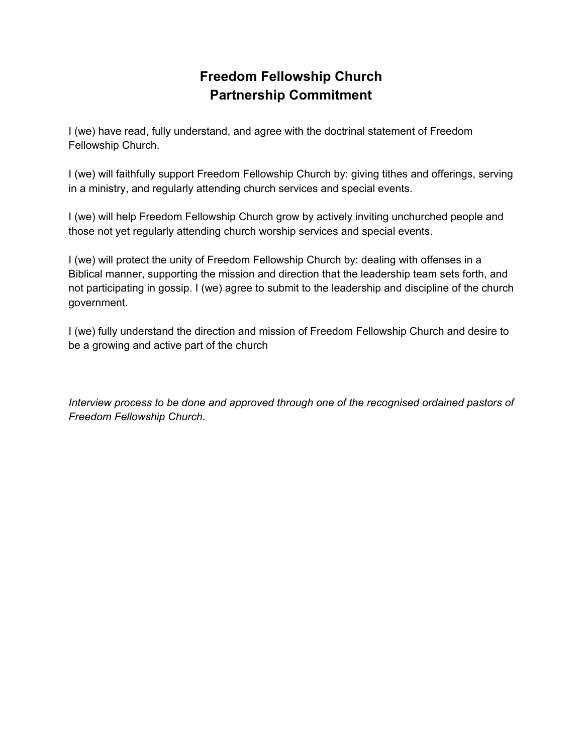# Freedom Fellowship Church
# Partnership Commitment

I (we) have read, fully understand, and agree with the doctrinal statement of Freedom Fellowship Church.

I (we) will faithfully support Freedom Fellowship Church by: giving tithes and offerings, serving in a ministry, and regularly attending church services and special events.

I (we) will help Freedom Fellowship Church grow by actively inviting unchurched people and those not yet regularly attending church worship services and special events.

I (we) will protect the unity of Freedom Fellowship Church by: dealing with offenses in a Biblical manner, supporting the mission and direction that the leadership team sets forth, and not participating in gossip. I (we) agree to submit to the leadership and discipline of the church government.

I (we) fully understand the direction and mission of Freedom Fellowship Church and desire to be a growing and active part of the church

*Interview process to be done and approved through one of the recognised ordained pastors of Freedom Fellowship Church.*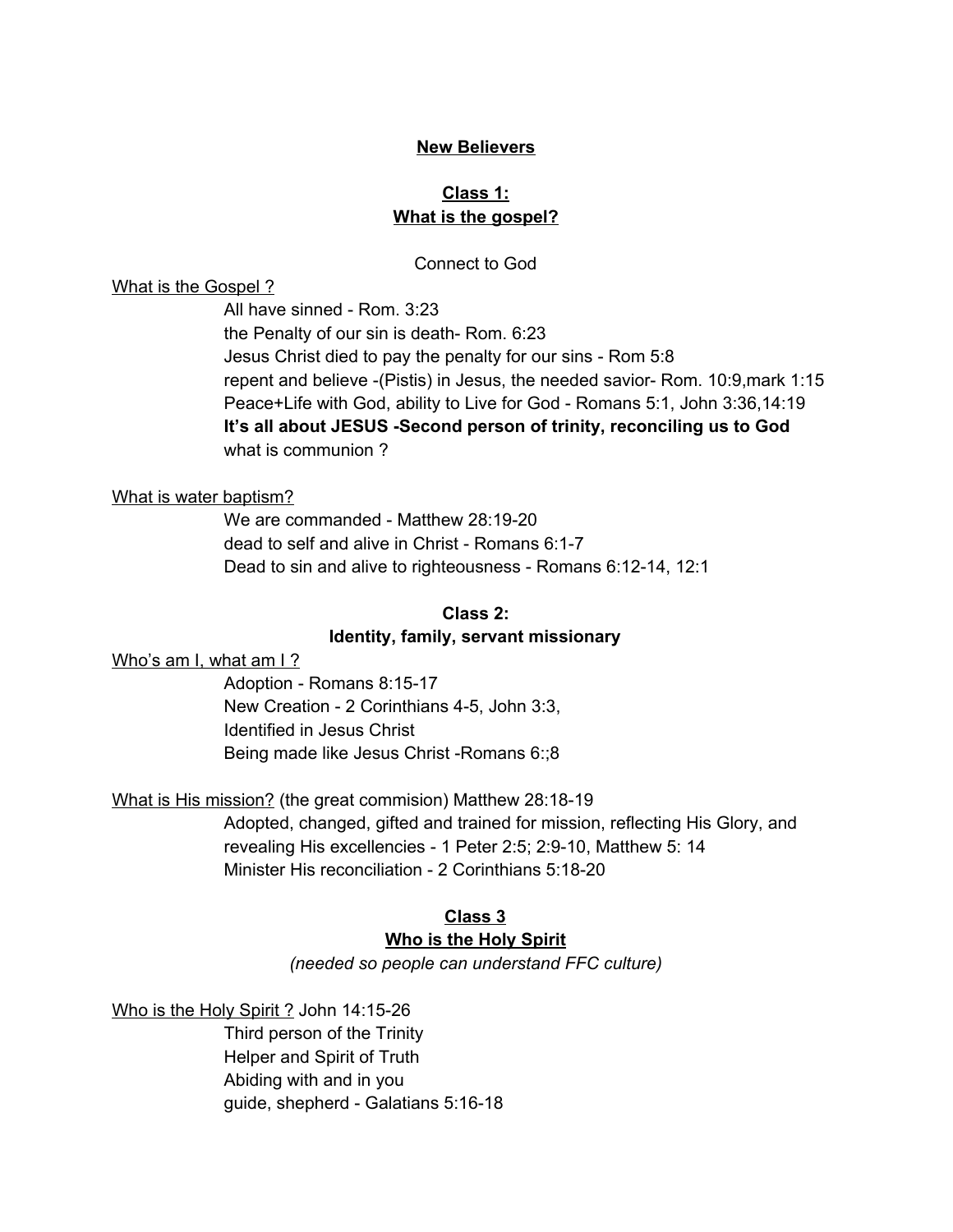# New Believers

## Class 1:
## What is the gospel?

Connect to God

What is the Gospel ?

- All have sinned - Rom. 3:23
- the Penalty of our sin is death- Rom. 6:23
- Jesus Christ died to pay the penalty for our sins - Rom 5:8
- repent and believe -(Pistis) in Jesus, the needed savior- Rom. 10:9,mark 1:15
- Peace+Life with God, ability to Live for God - Romans 5:1, John 3:36,14:19
- **It's all about JESUS -Second person of trinity, reconciling us to God**
- what is communion ?

What is water baptism?

- We are commanded - Matthew 28:19-20
- dead to self and alive in Christ - Romans 6:1-7
- Dead to sin and alive to righteousness - Romans 6:12-14, 12:1

## Class 2:
## Identity, family, servant missionary

Who's am I, what am I ?

- Adoption - Romans 8:15-17
- New Creation - 2 Corinthians 4-5, John 3:3,
- Identified in Jesus Christ
- Being made like Jesus Christ -Romans 6:;8

What is His mission? (the great commision) Matthew 28:18-19

- Adopted, changed, gifted and trained for mission, reflecting His Glory, and revealing His excellencies - 1 Peter 2:5; 2:9-10, Matthew 5: 14
- Minister His reconciliation - 2 Corinthians 5:18-20

## Class 3
## Who is the Holy Spirit

*(needed so people can understand FFC culture)*

Who is the Holy Spirit ? John 14:15-26

- Third person of the Trinity
- Helper and Spirit of Truth
- Abiding with and in you
- guide, shepherd - Galatians 5:16-18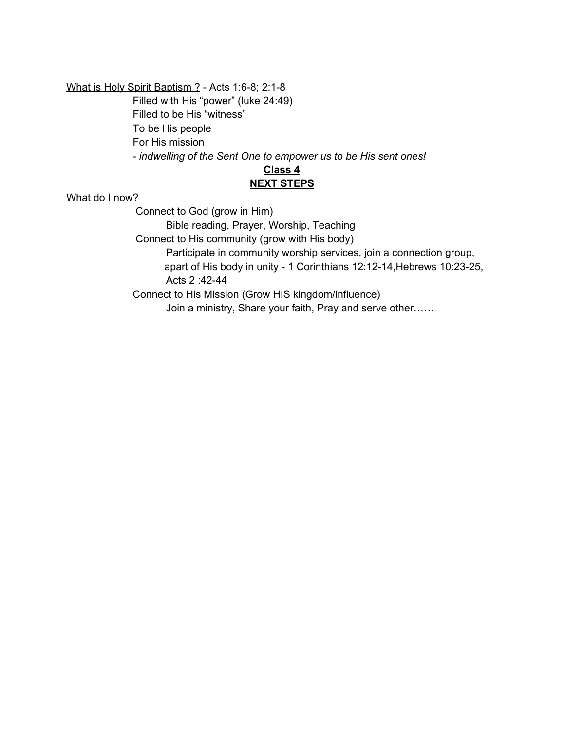What is Holy Spirit Baptism ? - Acts 1:6-8; 2:1-8

Filled with His “power” (luke 24:49)
Filled to be His “witness”
To be His people
For His mission
- *indwelling of the Sent One to empower us to be His sent ones!*

**Class 4**

**NEXT STEPS**

What do I now?

Connect to God (grow in Him)
Bible reading, Prayer, Worship, Teaching

Connect to His community (grow with His body)
Participate in community worship services, join a connection group, apart of His body in unity - 1 Corinthians 12:12-14,Hebrews 10:23-25, Acts 2 :42-44

Connect to His Mission (Grow HIS kingdom/influence)
Join a ministry, Share your faith, Pray and serve other……